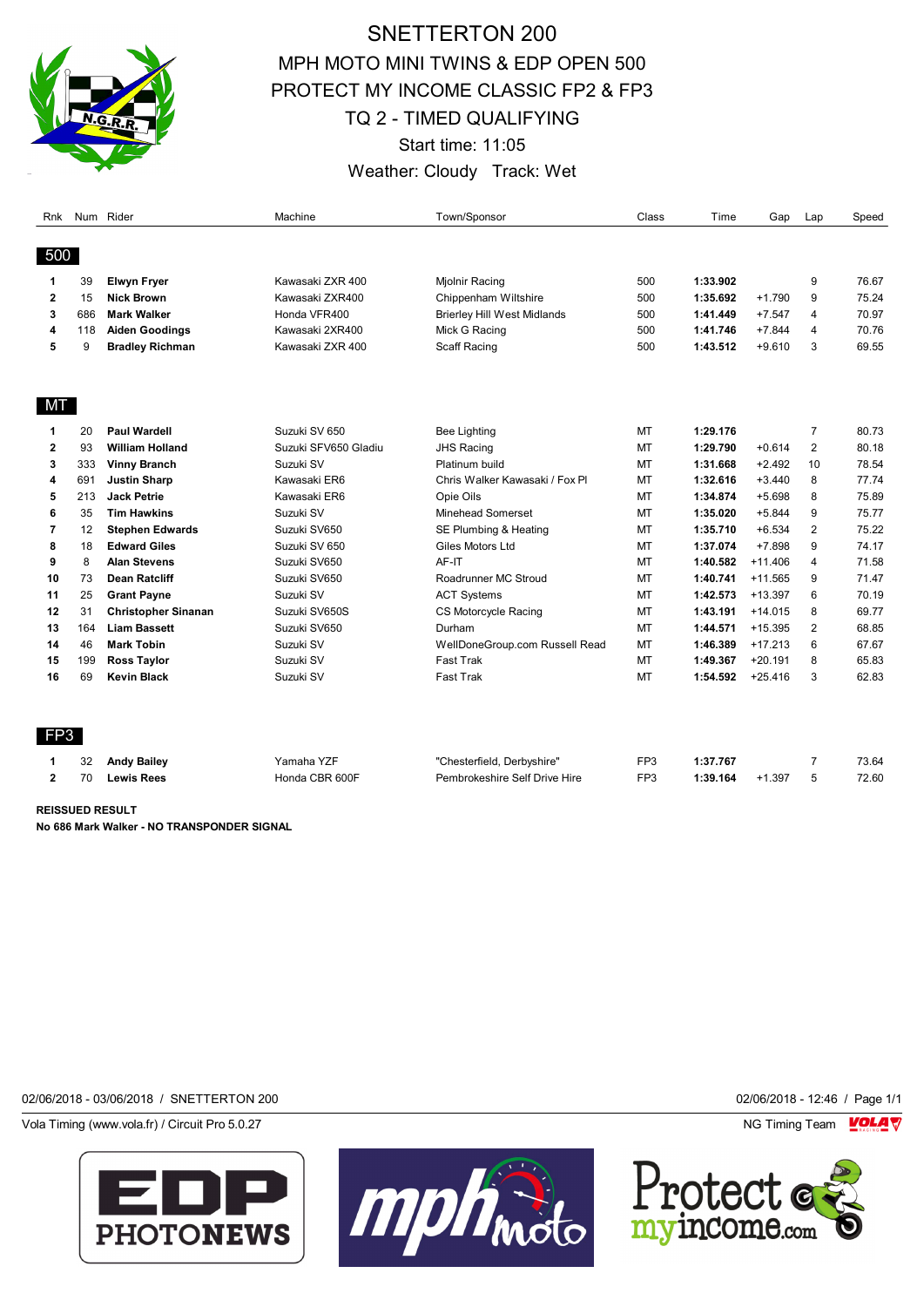# SNETTERTON 200

## MPH MOTO MINI TWINS & EDP OPEN 500
## PROTECT MY INCOME CLASSIC FP2 & FP3
## TQ 2 - TIMED QUALIFYING

Start time: 11:05

Weather: Cloudy   Track: Wet

| Rnk | Num | Rider | Machine | Town/Sponsor | Class | Time | Gap | Lap | Speed |
|---|---|---|---|---|---|---|---|---|---|
| **500** | | | | | | | | | |
| 1 | 39 | **Elwyn Fryer** | Kawasaki ZXR 400 | Mjolnir Racing | 500 | **1:33.902** | | 9 | 76.67 |
| 2 | 15 | **Nick Brown** | Kawasaki ZXR400 | Chippenham Wiltshire | 500 | **1:35.692** | +1.790 | 9 | 75.24 |
| 3 | 686 | **Mark Walker** | Honda VFR400 | Brierley Hill West Midlands | 500 | **1:41.449** | +7.547 | 4 | 70.97 |
| 4 | 118 | **Aiden Goodings** | Kawasaki 2XR400 | Mick G Racing | 500 | **1:41.746** | +7.844 | 4 | 70.76 |
| 5 | 9 | **Bradley Richman** | Kawasaki ZXR 400 | Scaff Racing | 500 | **1:43.512** | +9.610 | 3 | 69.55 |
| **MT** | | | | | | | | | |
| 1 | 20 | **Paul Wardell** | Suzuki SV 650 | Bee Lighting | MT | **1:29.176** | | 7 | 80.73 |
| 2 | 93 | **William Holland** | Suzuki SFV650 Gladiu | JHS Racing | MT | **1:29.790** | +0.614 | 2 | 80.18 |
| 3 | 333 | **Vinny Branch** | Suzuki SV | Platinum build | MT | **1:31.668** | +2.492 | 10 | 78.54 |
| 4 | 691 | **Justin Sharp** | Kawasaki ER6 | Chris Walker Kawasaki / Fox Pl | MT | **1:32.616** | +3.440 | 8 | 77.74 |
| 5 | 213 | **Jack Petrie** | Kawasaki ER6 | Opie Oils | MT | **1:34.874** | +5.698 | 8 | 75.89 |
| 6 | 35 | **Tim Hawkins** | Suzuki SV | Minehead Somerset | MT | **1:35.020** | +5.844 | 9 | 75.77 |
| 7 | 12 | **Stephen Edwards** | Suzuki SV650 | SE Plumbing & Heating | MT | **1:35.710** | +6.534 | 2 | 75.22 |
| 8 | 18 | **Edward Giles** | Suzuki SV 650 | Giles Motors Ltd | MT | **1:37.074** | +7.898 | 9 | 74.17 |
| 9 | 8 | **Alan Stevens** | Suzuki SV650 | AF-IT | MT | **1:40.582** | +11.406 | 4 | 71.58 |
| 10 | 73 | **Dean Ratcliff** | Suzuki SV650 | Roadrunner MC Stroud | MT | **1:40.741** | +11.565 | 9 | 71.47 |
| 11 | 25 | **Grant Payne** | Suzuki SV | ACT Systems | MT | **1:42.573** | +13.397 | 6 | 70.19 |
| 12 | 31 | **Christopher Sinanan** | Suzuki SV650S | CS Motorcycle Racing | MT | **1:43.191** | +14.015 | 8 | 69.77 |
| 13 | 164 | **Liam Bassett** | Suzuki SV650 | Durham | MT | **1:44.571** | +15.395 | 2 | 68.85 |
| 14 | 46 | **Mark Tobin** | Suzuki SV | WellDoneGroup.com Russell Read | MT | **1:46.389** | +17.213 | 6 | 67.67 |
| 15 | 199 | **Ross Taylor** | Suzuki SV | Fast Trak | MT | **1:49.367** | +20.191 | 8 | 65.83 |
| 16 | 69 | **Kevin Black** | Suzuki SV | Fast Trak | MT | **1:54.592** | +25.416 | 3 | 62.83 |
| **FP3** | | | | | | | | | |
| 1 | 32 | **Andy Bailey** | Yamaha YZF | "Chesterfield, Derbyshire" | FP3 | **1:37.767** | | 7 | 73.64 |
| 2 | 70 | **Lewis Rees** | Honda CBR 600F | Pembrokeshire Self Drive Hire | FP3 | **1:39.164** | +1.397 | 5 | 72.60 |

**REISSUED RESULT**

**No 686 Mark Walker - NO TRANSPONDER SIGNAL**

02/06/2018 - 03/06/2018 / SNETTERTON 200

02/06/2018 - 12:46

Vola Timing (www.vola.fr) / Circuit Pro 5.0.27

NG Timing Team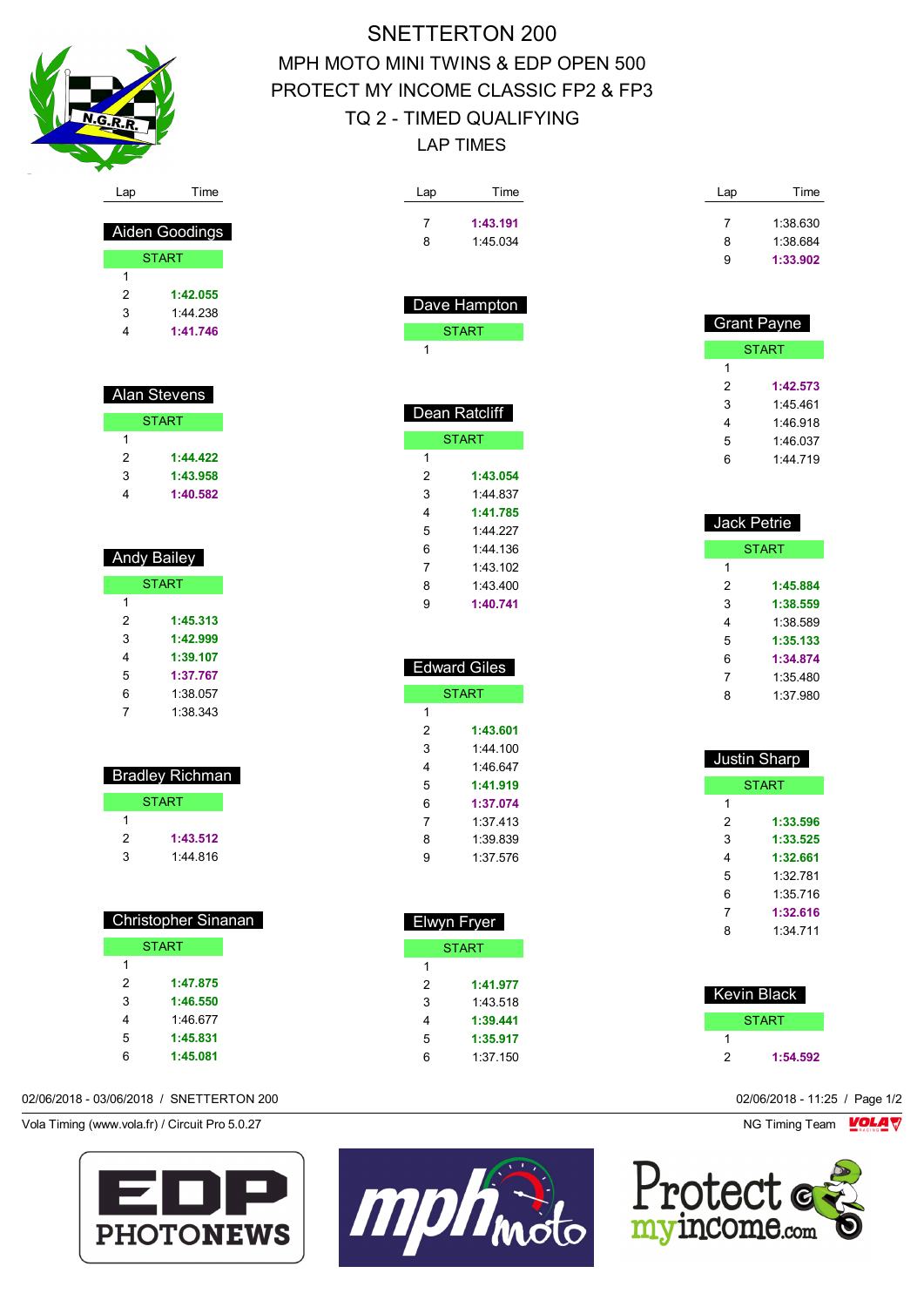# SNETTERTON 200

## MPH MOTO MINI TWINS & EDP OPEN 500

## PROTECT MY INCOME CLASSIC FP2 & FP3

## TQ 2 - TIMED QUALIFYING

## LAP TIMES

### Aiden Goodings

| Lap | Time |
|---|---|
| START | |
| 1 | |
| 2 | **1:42.055** |
| 3 | 1:44.238 |
| 4 | **1:41.746** |

### Alan Stevens

| Lap | Time |
|---|---|
| START | |
| 1 | |
| 2 | **1:44.422** |
| 3 | **1:43.958** |
| 4 | **1:40.582** |

### Andy Bailey

| Lap | Time |
|---|---|
| START | |
| 1 | |
| 2 | **1:45.313** |
| 3 | **1:42.999** |
| 4 | **1:39.107** |
| 5 | **1:37.767** |
| 6 | 1:38.057 |
| 7 | 1:38.343 |

### Bradley Richman

| Lap | Time |
|---|---|
| START | |
| 1 | |
| 2 | **1:43.512** |
| 3 | 1:44.816 |

### Christopher Sinanan

| Lap | Time |
|---|---|
| START | |
| 1 | |
| 2 | **1:47.875** |
| 3 | **1:46.550** |
| 4 | 1:46.677 |
| 5 | **1:45.831** |
| 6 | **1:45.081** |
| 7 | **1:43.191** |
| 8 | 1:45.034 |

### Dave Hampton

| Lap | Time |
|---|---|
| START | |
| 1 | |

### Dean Ratcliff

| Lap | Time |
|---|---|
| START | |
| 1 | |
| 2 | **1:43.054** |
| 3 | 1:44.837 |
| 4 | **1:41.785** |
| 5 | 1:44.227 |
| 6 | 1:44.136 |
| 7 | 1:43.102 |
| 8 | 1:43.400 |
| 9 | **1:40.741** |

### Edward Giles

| Lap | Time |
|---|---|
| START | |
| 1 | |
| 2 | **1:43.601** |
| 3 | 1:44.100 |
| 4 | 1:46.647 |
| 5 | **1:41.919** |
| 6 | **1:37.074** |
| 7 | 1:37.413 |
| 8 | 1:39.839 |
| 9 | 1:37.576 |

### Elwyn Fryer

| Lap | Time |
|---|---|
| START | |
| 1 | |
| 2 | **1:41.977** |
| 3 | 1:43.518 |
| 4 | **1:39.441** |
| 5 | **1:35.917** |
| 6 | 1:37.150 |
| 7 | 1:38.630 |
| 8 | 1:38.684 |
| 9 | **1:33.902** |

### Grant Payne

| Lap | Time |
|---|---|
| START | |
| 1 | |
| 2 | **1:42.573** |
| 3 | 1:45.461 |
| 4 | 1:46.918 |
| 5 | 1:46.037 |
| 6 | 1:44.719 |

### Jack Petrie

| Lap | Time |
|---|---|
| START | |
| 1 | |
| 2 | **1:45.884** |
| 3 | **1:38.559** |
| 4 | 1:38.589 |
| 5 | **1:35.133** |
| 6 | **1:34.874** |
| 7 | 1:35.480 |
| 8 | 1:37.980 |

### Justin Sharp

| Lap | Time |
|---|---|
| START | |
| 1 | |
| 2 | **1:33.596** |
| 3 | **1:33.525** |
| 4 | **1:32.661** |
| 5 | 1:32.781 |
| 6 | 1:35.716 |
| 7 | **1:32.616** |
| 8 | 1:34.711 |

### Kevin Black

| Lap | Time |
|---|---|
| START | |
| 1 | |
| 2 | **1:54.592** |

02/06/2018 - 03/06/2018 / SNETTERTON 200

02/06/2018 - 11:25

Vola Timing (www.vola.fr) / Circuit Pro 5.0.27

NG Timing Team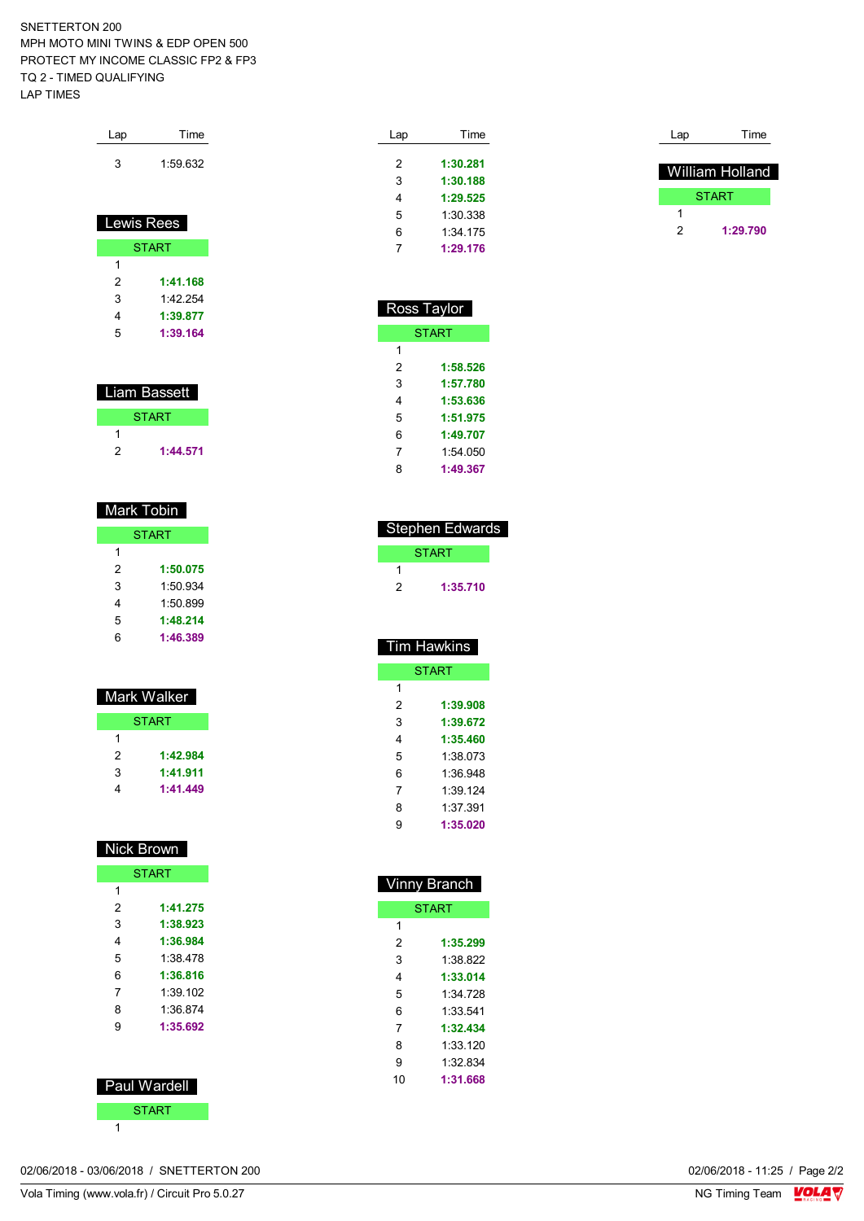SNETTERTON 200
MPH MOTO MINI TWINS & EDP OPEN 500
PROTECT MY INCOME CLASSIC FP2 & FP3
TQ 2 - TIMED QUALIFYING
LAP TIMES

| Lap | Time |
|---|---|
| 3 | 1:59.632 |

## Lewis Rees

| Lap | Time |
|---|---|
| START | |
| 1 | |
| 2 | **1:41.168** |
| 3 | 1:42.254 |
| 4 | **1:39.877** |
| 5 | **1:39.164** |

## Liam Bassett

| Lap | Time |
|---|---|
| START | |
| 1 | |
| 2 | **1:44.571** |

## Mark Tobin

| Lap | Time |
|---|---|
| START | |
| 1 | |
| 2 | **1:50.075** |
| 3 | 1:50.934 |
| 4 | 1:50.899 |
| 5 | **1:48.214** |
| 6 | **1:46.389** |

## Mark Walker

| Lap | Time |
|---|---|
| START | |
| 1 | |
| 2 | **1:42.984** |
| 3 | **1:41.911** |
| 4 | **1:41.449** |

## Nick Brown

| Lap | Time |
|---|---|
| START | |
| 1 | |
| 2 | **1:41.275** |
| 3 | **1:38.923** |
| 4 | **1:36.984** |
| 5 | 1:38.478 |
| 6 | **1:36.816** |
| 7 | 1:39.102 |
| 8 | 1:36.874 |
| 9 | **1:35.692** |

## Paul Wardell

| Lap | Time |
|---|---|
| START | |
| 1 | |

| Lap | Time |
|---|---|
| 2 | **1:30.281** |
| 3 | **1:30.188** |
| 4 | **1:29.525** |
| 5 | 1:30.338 |
| 6 | 1:34.175 |
| 7 | **1:29.176** |

## Ross Taylor

| Lap | Time |
|---|---|
| START | |
| 1 | |
| 2 | **1:58.526** |
| 3 | **1:57.780** |
| 4 | **1:53.636** |
| 5 | **1:51.975** |
| 6 | **1:49.707** |
| 7 | 1:54.050 |
| 8 | **1:49.367** |

## Stephen Edwards

| Lap | Time |
|---|---|
| START | |
| 1 | |
| 2 | **1:35.710** |

## Tim Hawkins

| Lap | Time |
|---|---|
| START | |
| 1 | |
| 2 | **1:39.908** |
| 3 | **1:39.672** |
| 4 | **1:35.460** |
| 5 | 1:38.073 |
| 6 | 1:36.948 |
| 7 | 1:39.124 |
| 8 | 1:37.391 |
| 9 | **1:35.020** |

## Vinny Branch

| Lap | Time |
|---|---|
| START | |
| 1 | |
| 2 | **1:35.299** |
| 3 | 1:38.822 |
| 4 | **1:33.014** |
| 5 | 1:34.728 |
| 6 | 1:33.541 |
| 7 | **1:32.434** |
| 8 | 1:33.120 |
| 9 | 1:32.834 |
| 10 | **1:31.668** |

## William Holland

| Lap | Time |
|---|---|
| START | |
| 1 | |
| 2 | **1:29.790** |

02/06/2018 - 03/06/2018 / SNETTERTON 200

02/06/2018 - 11:25

Vola Timing (www.vola.fr) / Circuit Pro 5.0.27

NG Timing Team